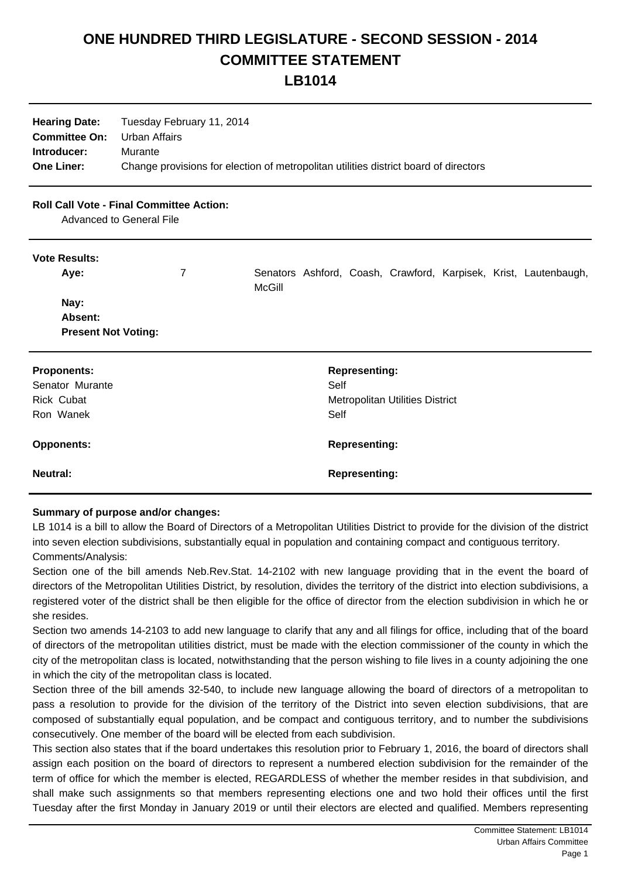# ONE HUNDRED THIRD LEGISLATURE - SECOND SESSION - 2014
# COMMITTEE STATEMENT
# LB1014

| | |
|---|---|
| **Hearing Date:** | Tuesday February 11, 2014 |
| **Committee On:** | Urban Affairs |
| **Introducer:** | Murante |
| **One Liner:** | Change provisions for election of metropolitan utilities district board of directors |

**Roll Call Vote - Final Committee Action:**

Advanced to General File

**Vote Results:**

| | | |
|---|---|---|
| **Aye:** | 7 | Senators Ashford, Coash, Crawford, Karpisek, Krist, Lautenbaugh, McGill |
| **Nay:** | | |
| **Absent:** | | |
| **Present Not Voting:** | | |

| **Proponents:** | **Representing:** |
|---|---|
| Senator Murante | Self |
| Rick Cubat | Metropolitan Utilities District |
| Ron Wanek | Self |

| **Opponents:** | **Representing:** |
|---|---|

| **Neutral:** | **Representing:** |
|---|---|

**Summary of purpose and/or changes:**

LB 1014 is a bill to allow the Board of Directors of a Metropolitan Utilities District to provide for the division of the district into seven election subdivisions, substantially equal in population and containing compact and contiguous territory.

Comments/Analysis:

Section one of the bill amends Neb.Rev.Stat. 14-2102 with new language providing that in the event the board of directors of the Metropolitan Utilities District, by resolution, divides the territory of the district into election subdivisions, a registered voter of the district shall be then eligible for the office of director from the election subdivision in which he or she resides.

Section two amends 14-2103 to add new language to clarify that any and all filings for office, including that of the board of directors of the metropolitan utilities district, must be made with the election commissioner of the county in which the city of the metropolitan class is located, notwithstanding that the person wishing to file lives in a county adjoining the one in which the city of the metropolitan class is located.

Section three of the bill amends 32-540, to include new language allowing the board of directors of a metropolitan to pass a resolution to provide for the division of the territory of the District into seven election subdivisions, that are composed of substantially equal population, and be compact and contiguous territory, and to number the subdivisions consecutively. One member of the board will be elected from each subdivision.

This section also states that if the board undertakes this resolution prior to February 1, 2016, the board of directors shall assign each position on the board of directors to represent a numbered election subdivision for the remainder of the term of office for which the member is elected, REGARDLESS of whether the member resides in that subdivision, and shall make such assignments so that members representing elections one and two hold their offices until the first Tuesday after the first Monday in January 2019 or until their electors are elected and qualified. Members representing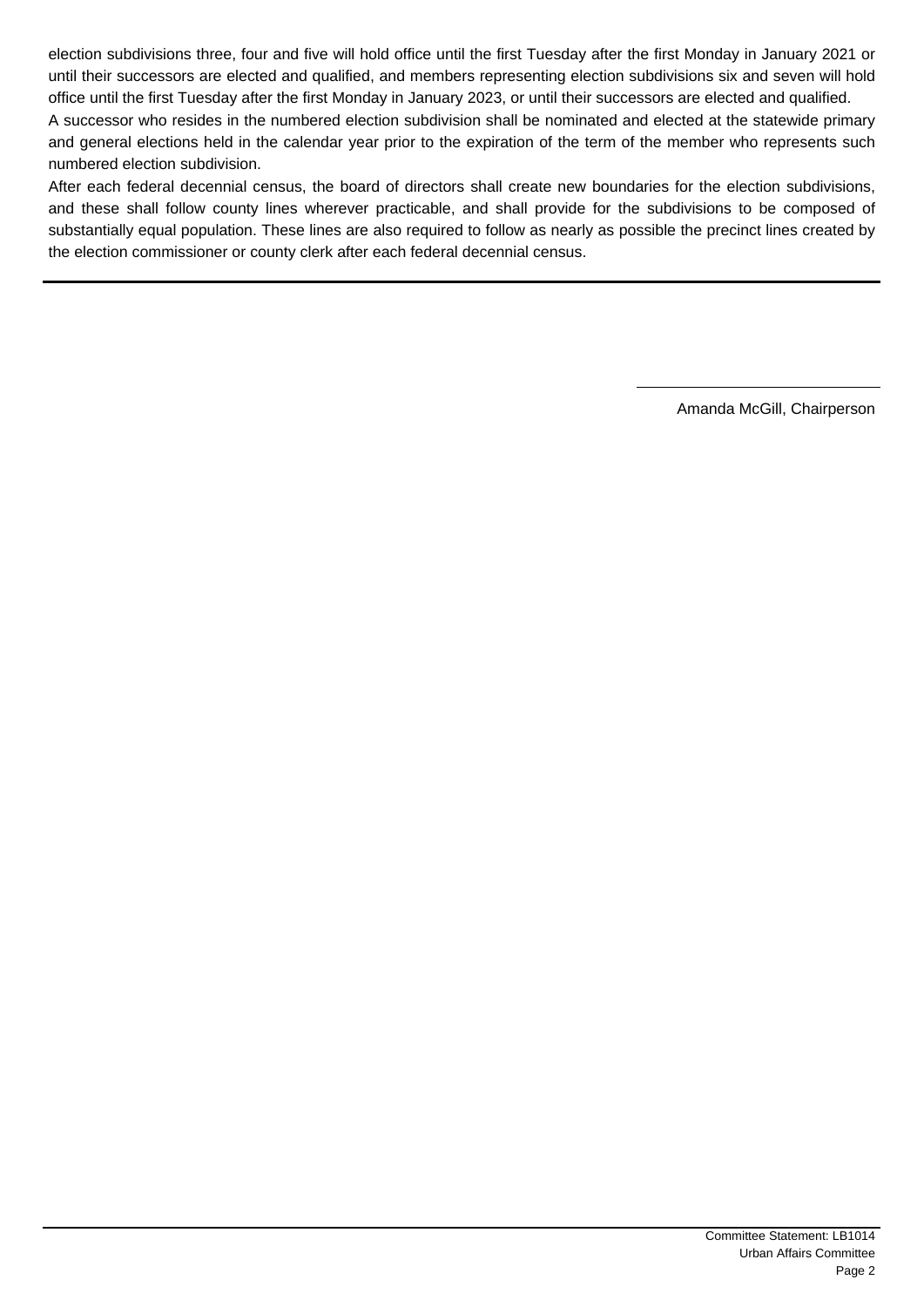election subdivisions three, four and five will hold office until the first Tuesday after the first Monday in January 2021 or until their successors are elected and qualified, and members representing election subdivisions six and seven will hold office until the first Tuesday after the first Monday in January 2023, or until their successors are elected and qualified.

A successor who resides in the numbered election subdivision shall be nominated and elected at the statewide primary and general elections held in the calendar year prior to the expiration of the term of the member who represents such numbered election subdivision.

After each federal decennial census, the board of directors shall create new boundaries for the election subdivisions, and these shall follow county lines wherever practicable, and shall provide for the subdivisions to be composed of substantially equal population. These lines are also required to follow as nearly as possible the precinct lines created by the election commissioner or county clerk after each federal decennial census.

---

Amanda McGill, Chairperson